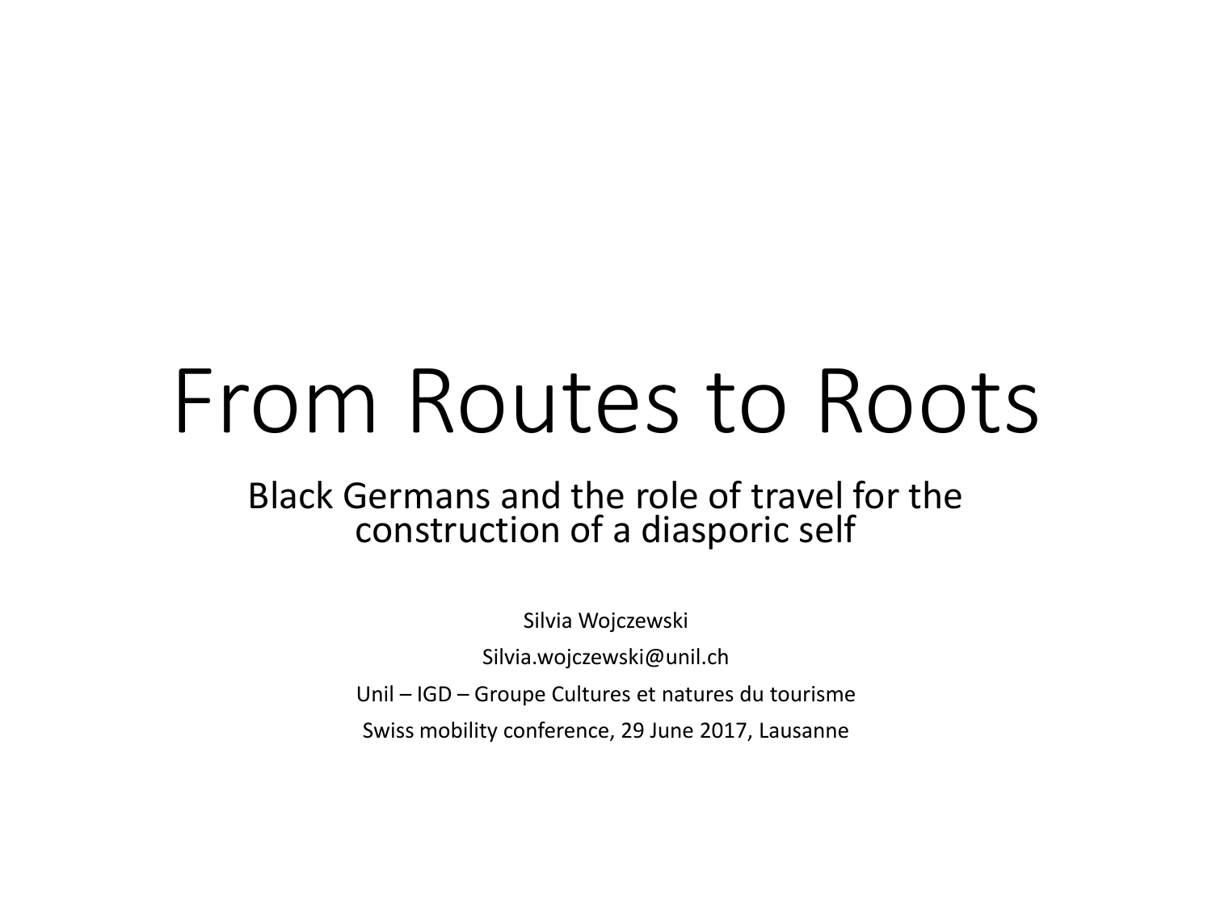# From Routes to Roots

## Black Germans and the role of travel for the construction of a diasporic self

Silvia Wojczewski

Silvia.wojczewski@unil.ch

Unil – IGD – Groupe Cultures et natures du tourisme

Swiss mobility conference, 29 June 2017, Lausanne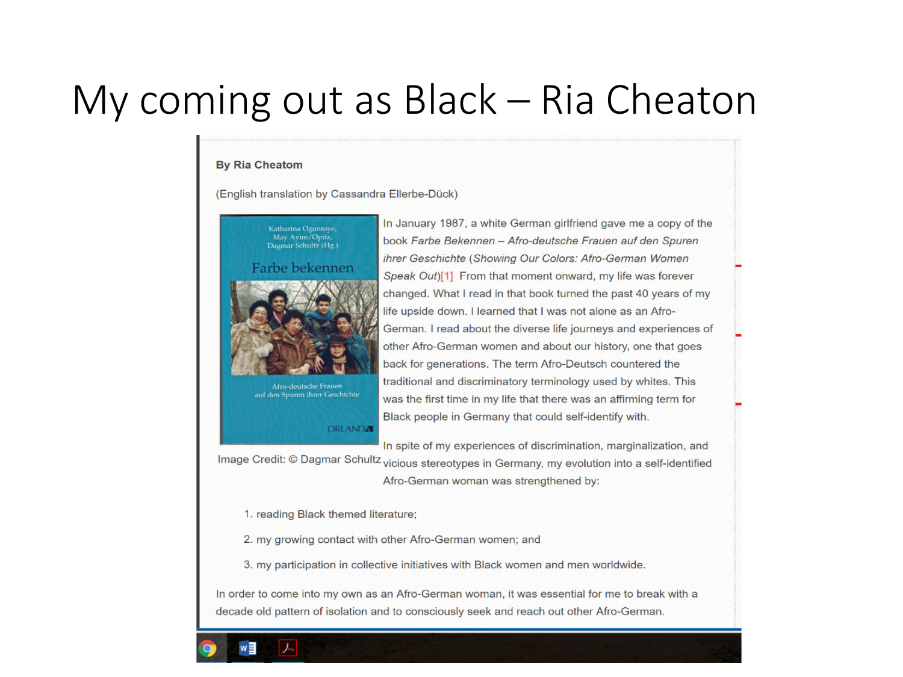# My coming out as Black – Ria Cheaton

**By Ria Cheatom**

(English translation by Cassandra Ellerbe-Dück)

Image Credit: © Dagmar Schultz

In January 1987, a white German girlfriend gave me a copy of the book *Farbe Bekennen – Afro-deutsche Frauen auf den Spuren ihrer Geschichte* (*Showing Our Colors: Afro-German Women Speak Out*)[1] From that moment onward, my life was forever changed. What I read in that book turned the past 40 years of my life upside down. I learned that I was not alone as an Afro-German. I read about the diverse life journeys and experiences of other Afro-German women and about our history, one that goes back for generations. The term Afro-Deutsch countered the traditional and discriminatory terminology used by whites. This was the first time in my life that there was an affirming term for Black people in Germany that could self-identify with.

In spite of my experiences of discrimination, marginalization, and vicious stereotypes in Germany, my evolution into a self-identified Afro-German woman was strengthened by:

1. reading Black themed literature;
2. my growing contact with other Afro-German women; and
3. my participation in collective initiatives with Black women and men worldwide.

In order to come into my own as an Afro-German woman, it was essential for me to break with a decade old pattern of isolation and to consciously seek and reach out other Afro-German.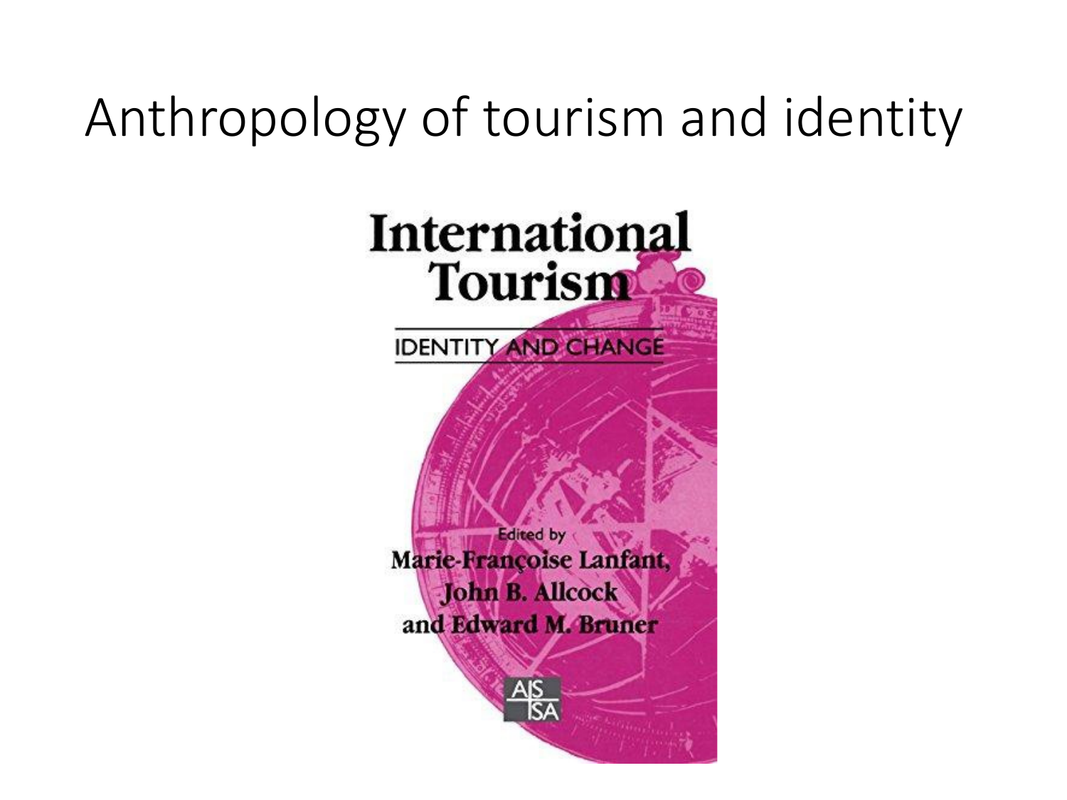# Anthropology of tourism and identity

**International Tourism**

IDENTITY AND CHANGE

Edited by
**Marie-Françoise Lanfant, John B. Allcock and Edward M. Bruner**

AIS ISA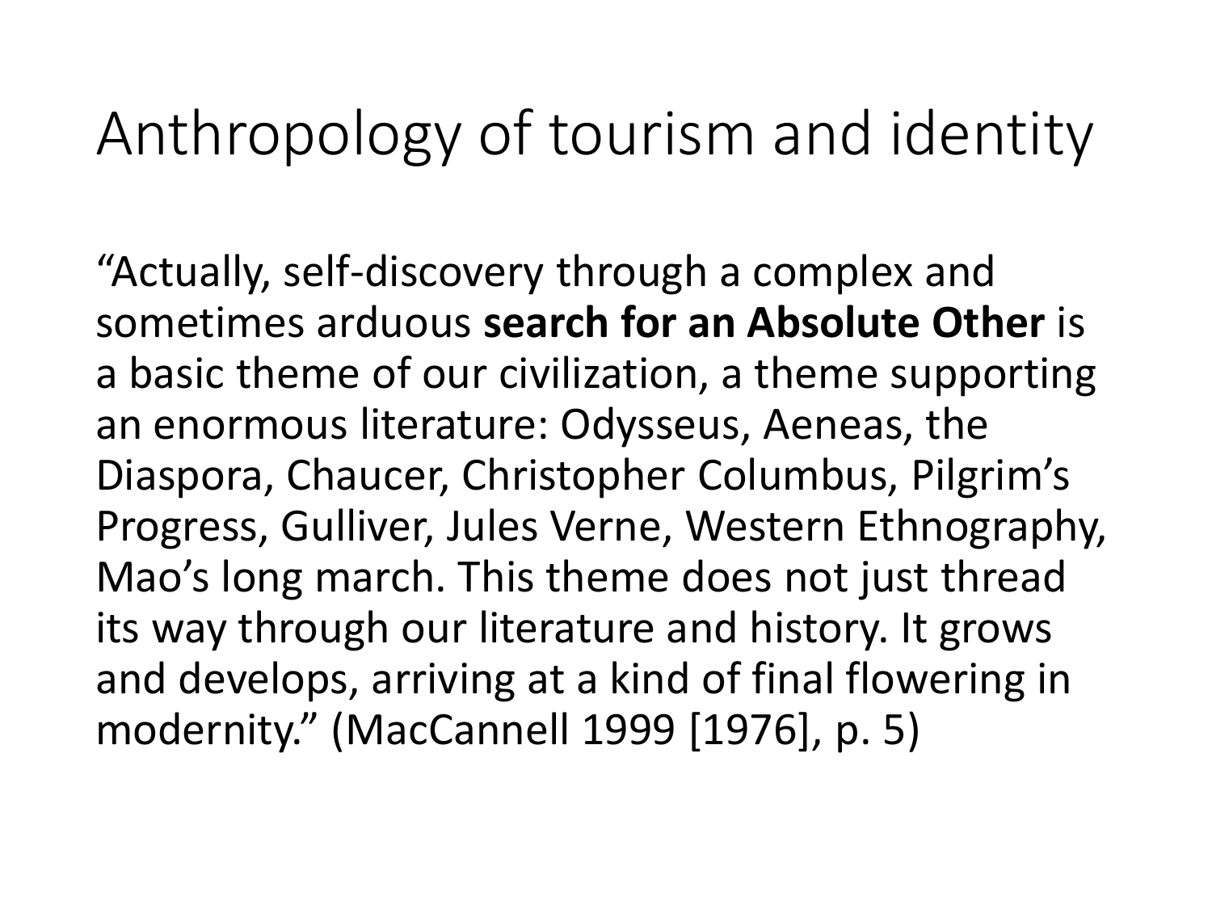# Anthropology of tourism and identity

"Actually, self-discovery through a complex and sometimes arduous **search for an Absolute Other** is a basic theme of our civilization, a theme supporting an enormous literature: Odysseus, Aeneas, the Diaspora, Chaucer, Christopher Columbus, Pilgrim's Progress, Gulliver, Jules Verne, Western Ethnography, Mao's long march. This theme does not just thread its way through our literature and history. It grows and develops, arriving at a kind of final flowering in modernity." (MacCannell 1999 [1976], p. 5)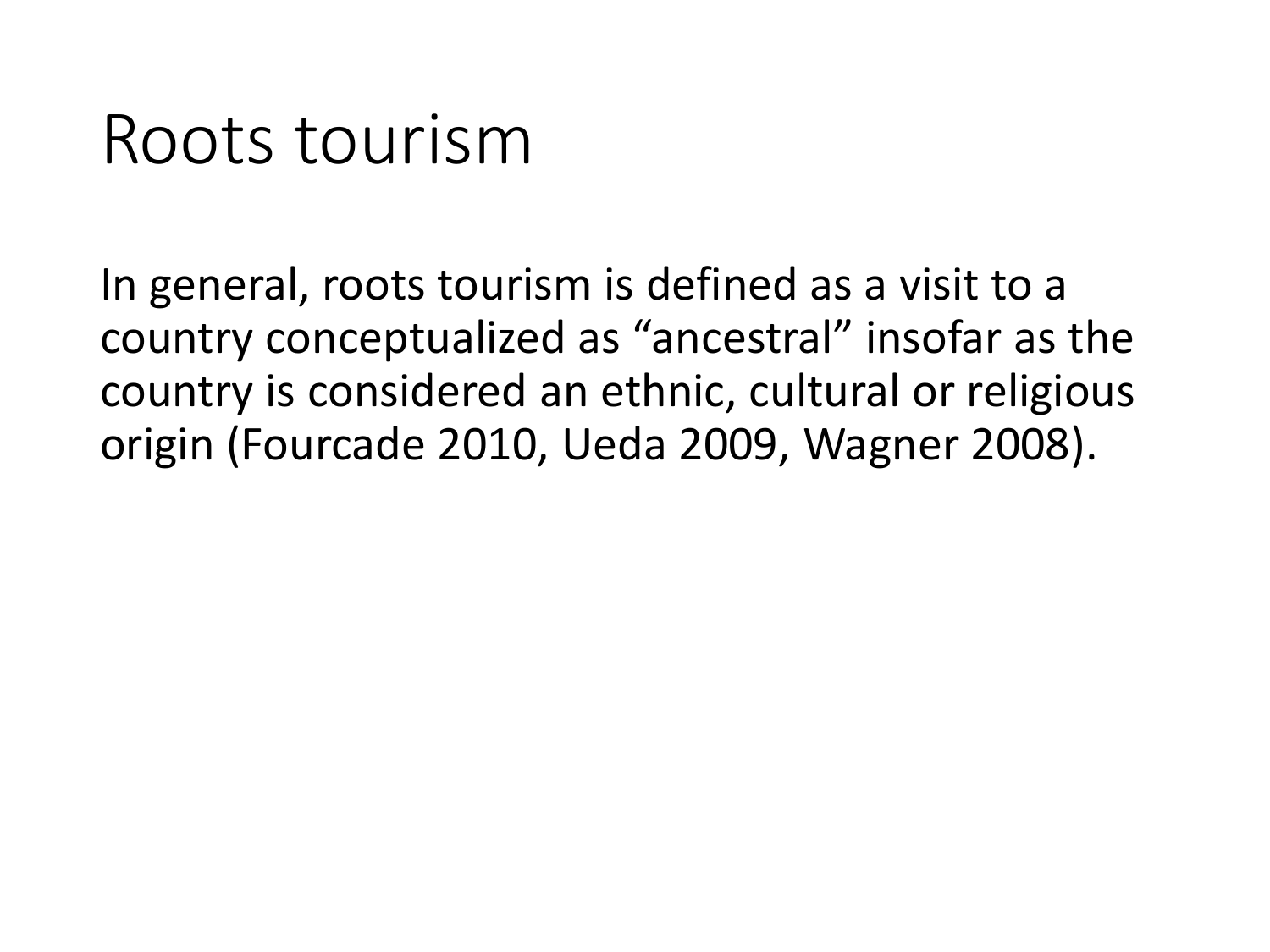# Roots tourism

In general, roots tourism is defined as a visit to a country conceptualized as “ancestral” insofar as the country is considered an ethnic, cultural or religious origin (Fourcade 2010, Ueda 2009, Wagner 2008).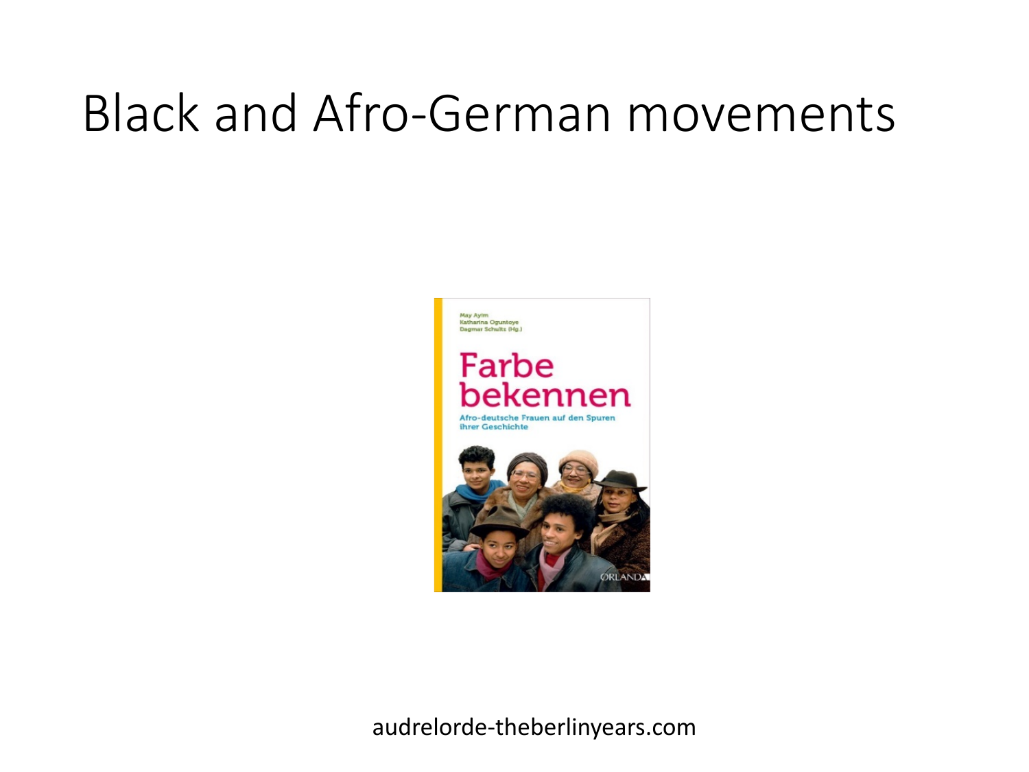# Black and Afro-German movements

May Ayim
Katharina Oguntoye
Dagmar Schultz (Hg.)

Farbe bekennen

Afro-deutsche Frauen auf den Spuren ihrer Geschichte

ORLANDA

audrelorde-theberlinyears.com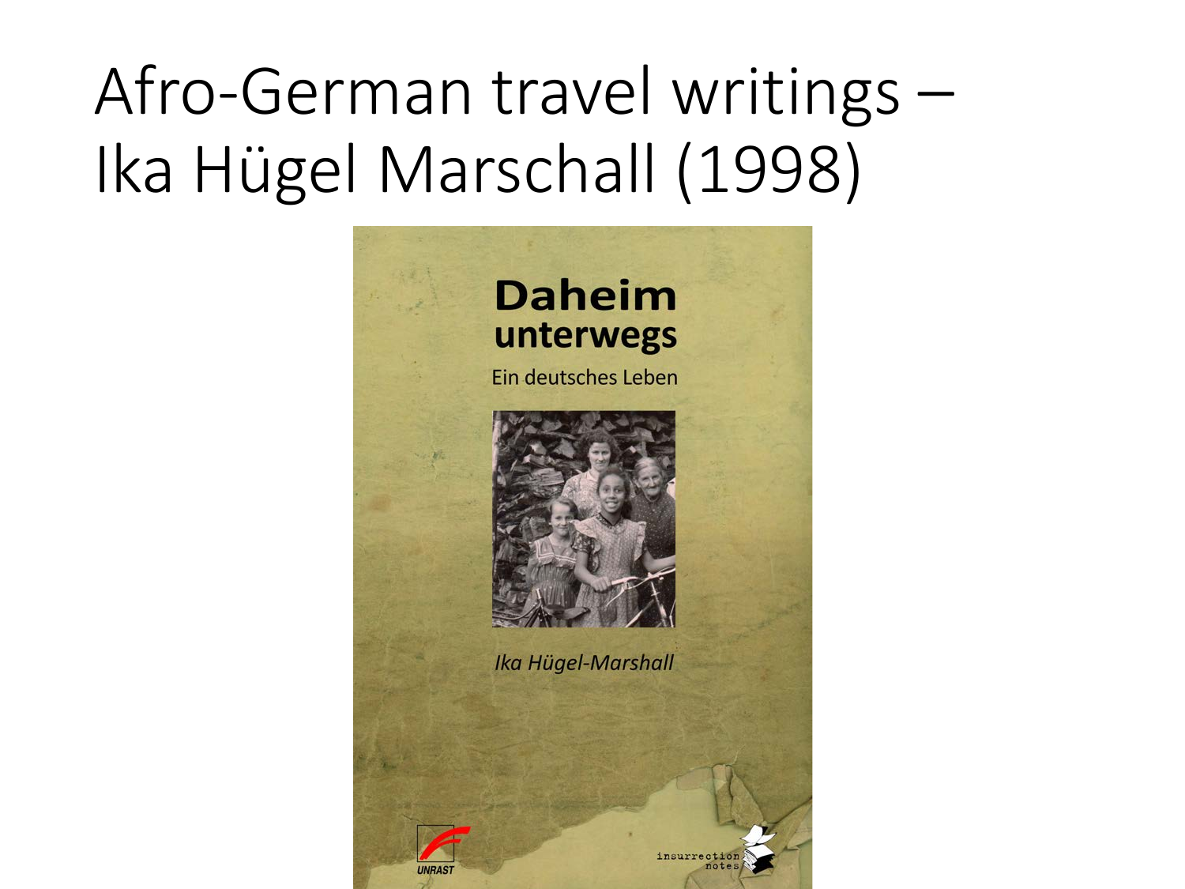# Afro-German travel writings – Ika Hügel Marschall (1998)

**Daheim unterwegs**

Ein deutsches Leben

*Ika Hügel-Marshall*

UNRAST

insurrection notes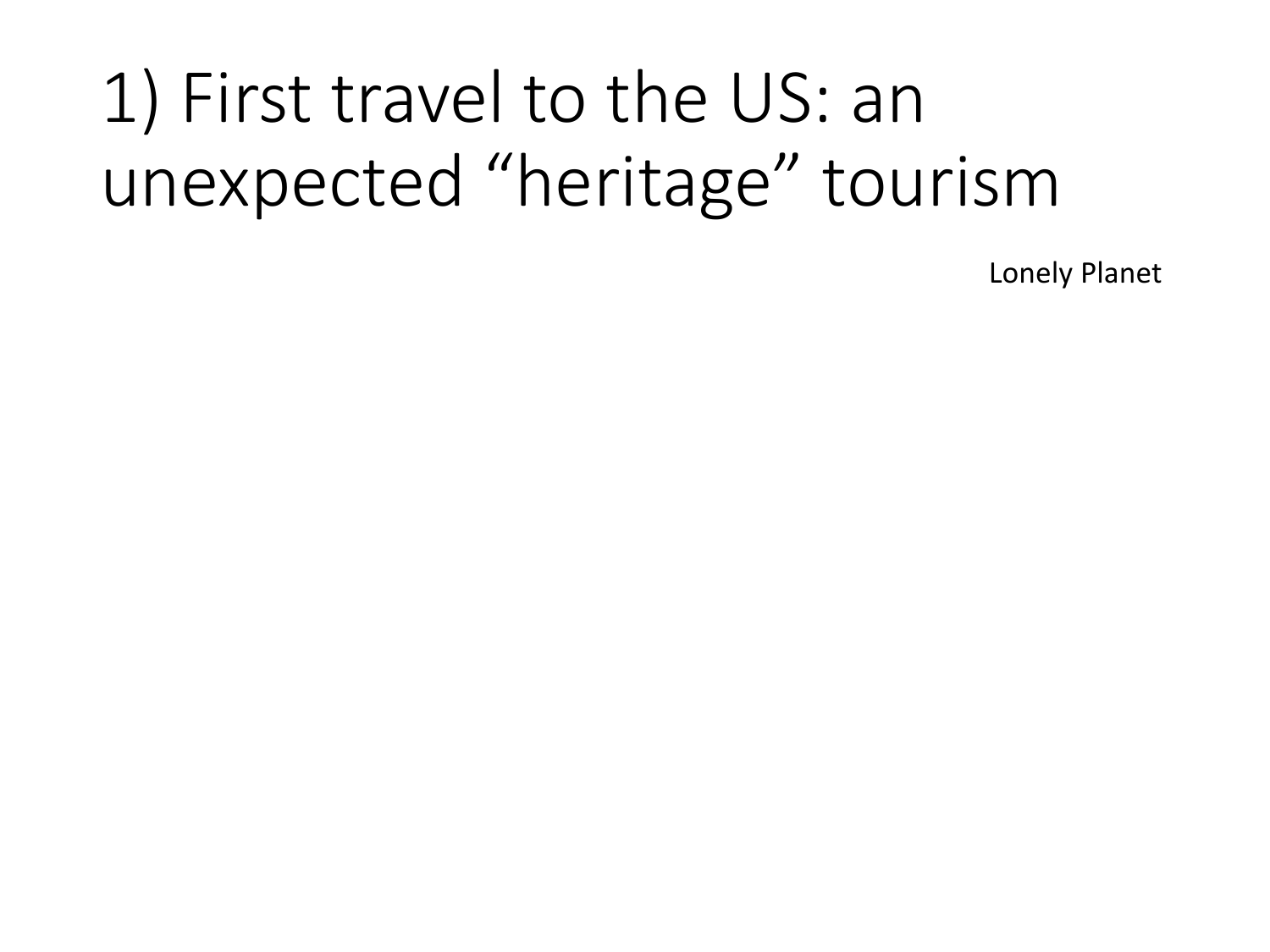# 1) First travel to the US: an unexpected "heritage" tourism

Lonely Planet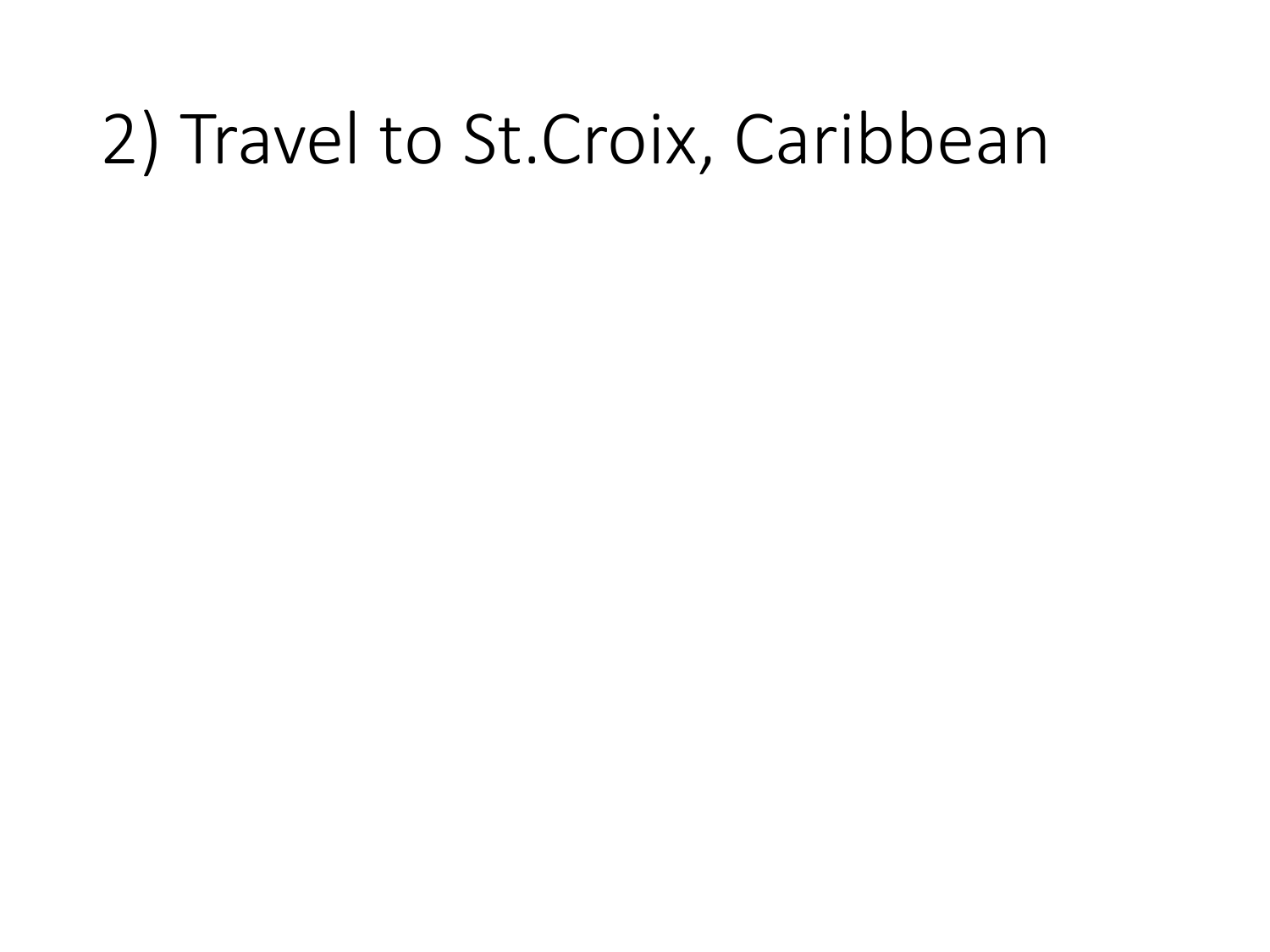# 2) Travel to St.Croix, Caribbean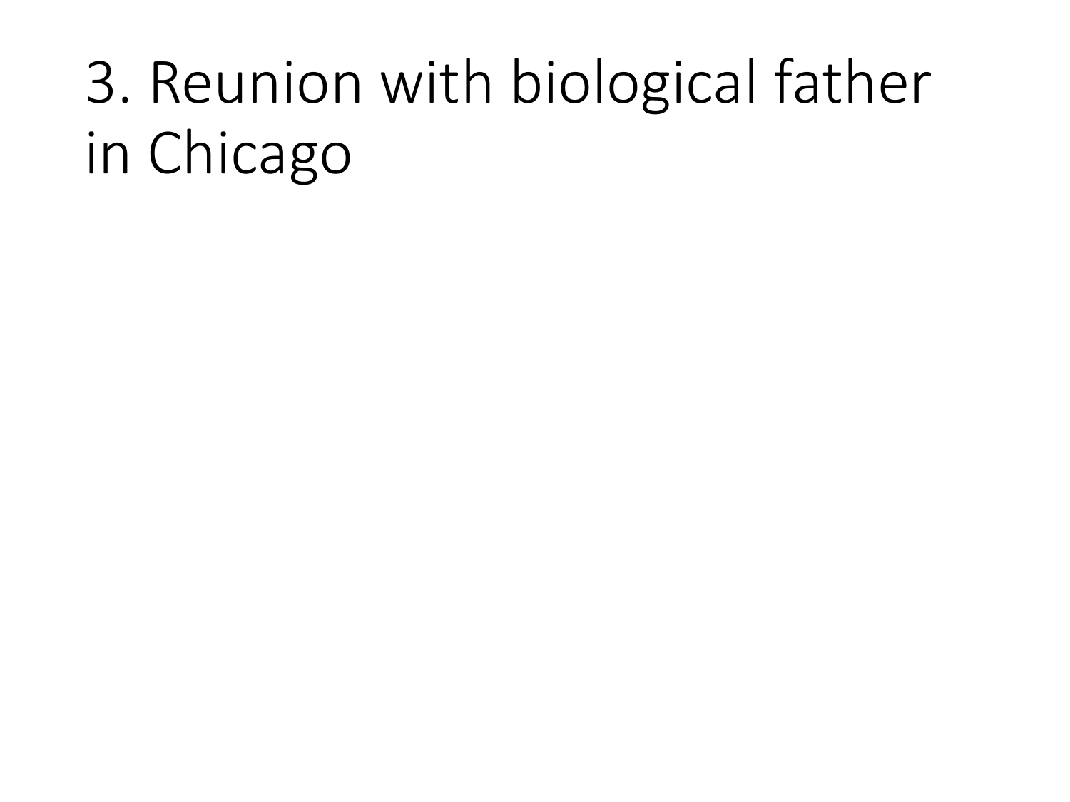# 3. Reunion with biological father in Chicago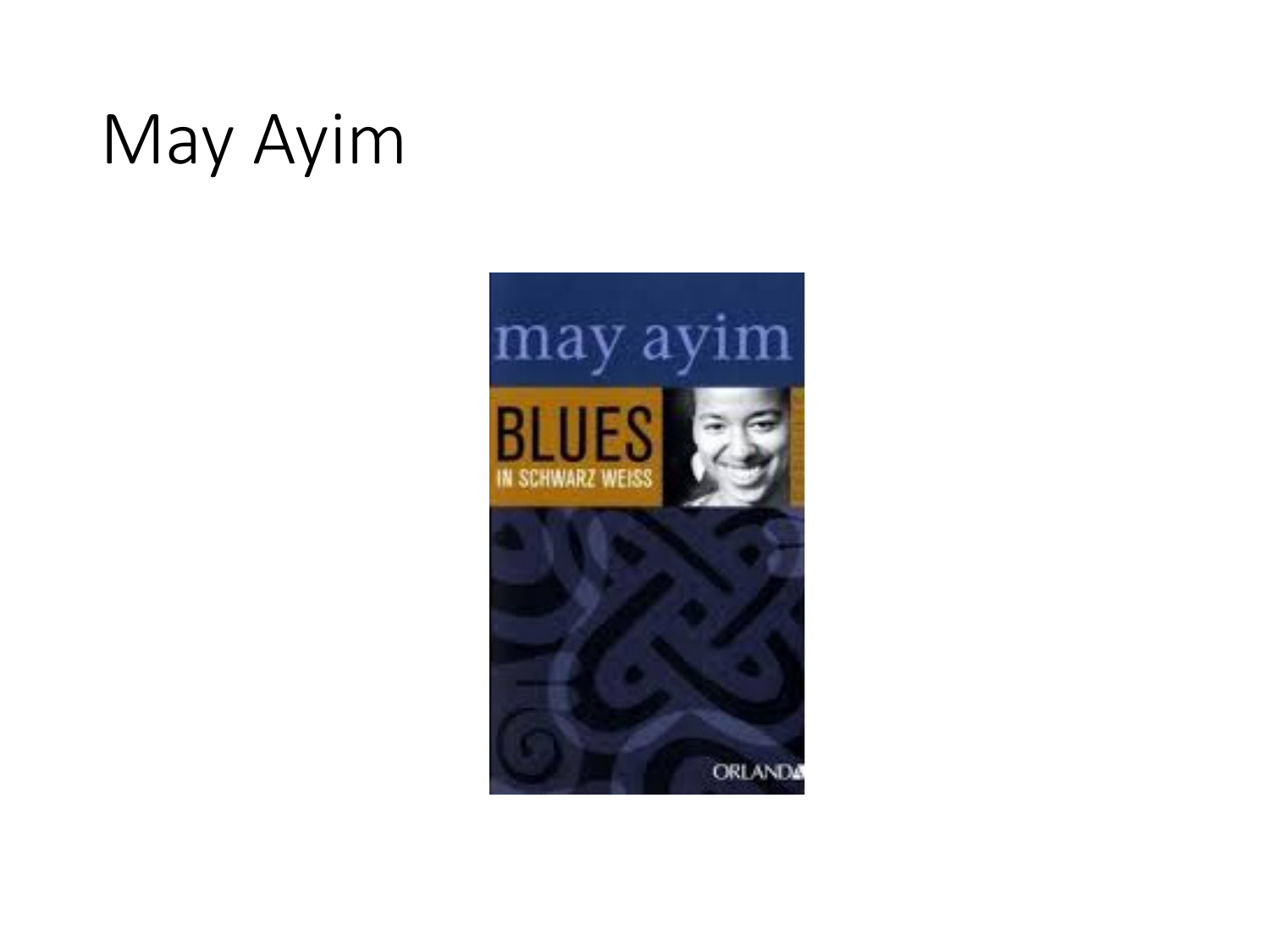# May Ayim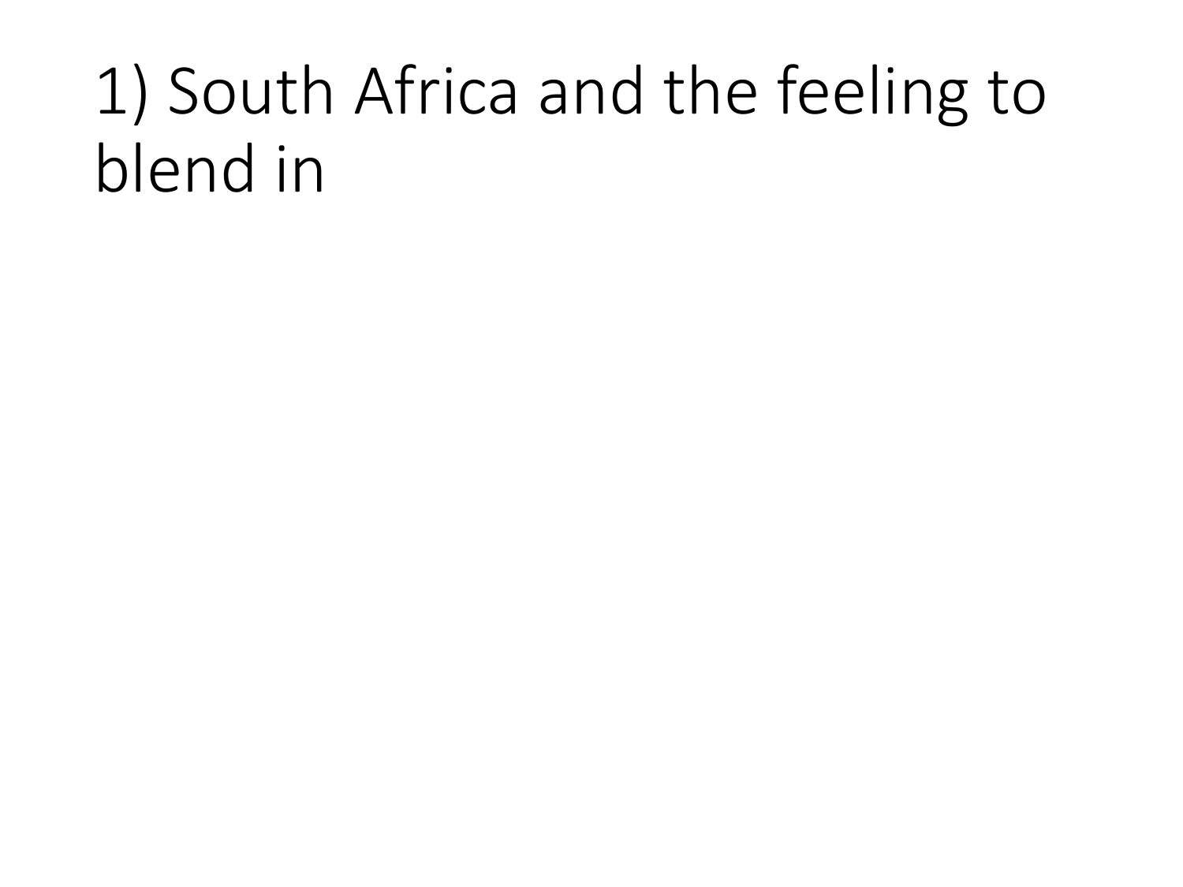# 1) South Africa and the feeling to blend in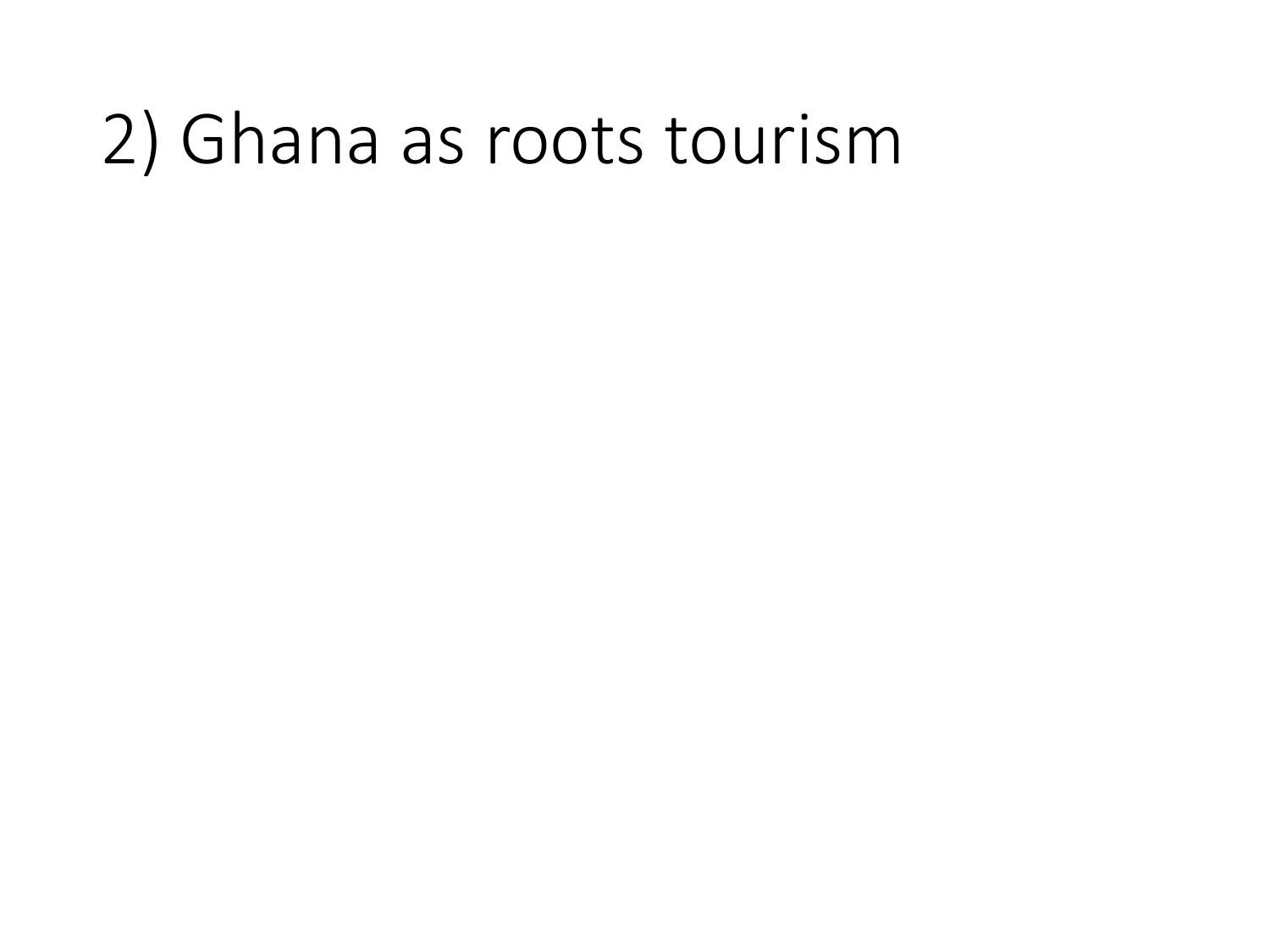# 2) Ghana as roots tourism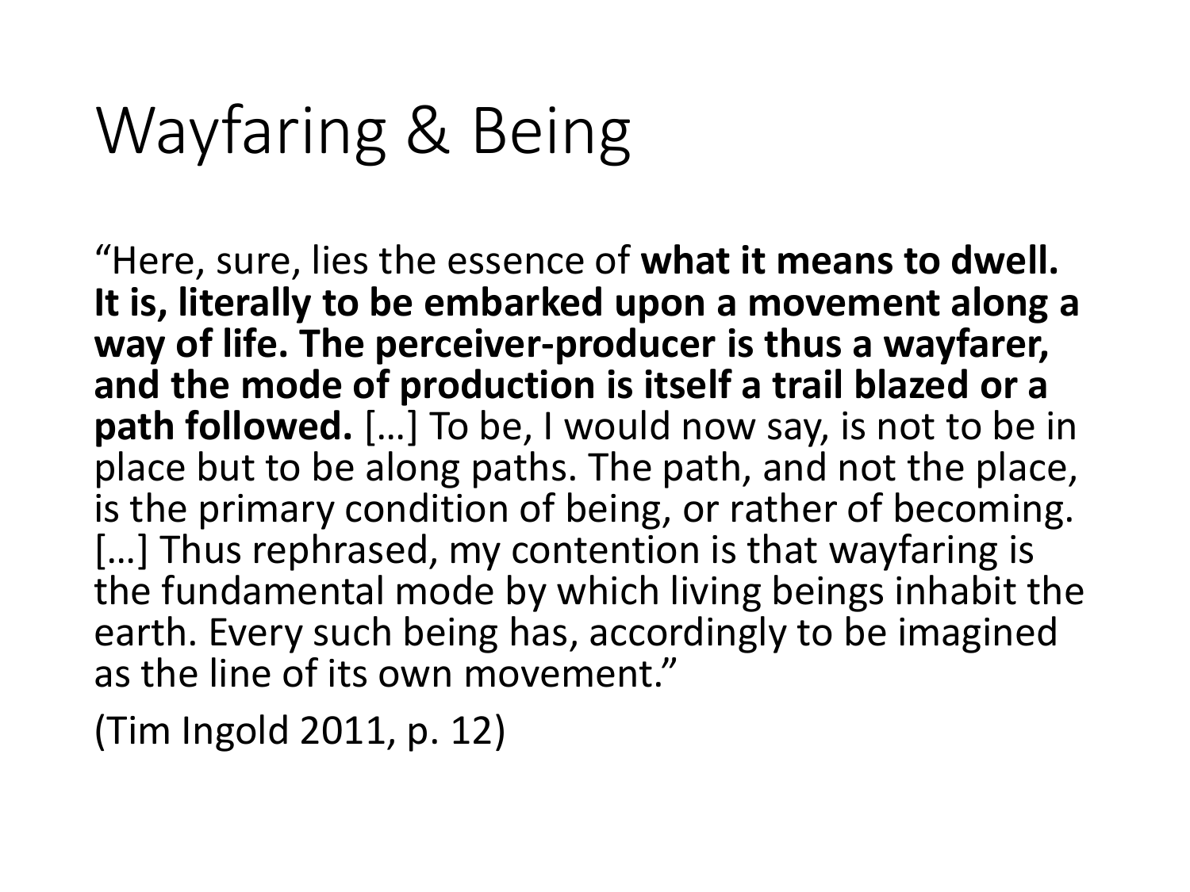# Wayfaring & Being

"Here, sure, lies the essence of **what it means to dwell. It is, literally to be embarked upon a movement along a way of life. The perceiver-producer is thus a wayfarer, and the mode of production is itself a trail blazed or a path followed.** […] To be, I would now say, is not to be in place but to be along paths. The path, and not the place, is the primary condition of being, or rather of becoming. […] Thus rephrased, my contention is that wayfaring is the fundamental mode by which living beings inhabit the earth. Every such being has, accordingly to be imagined as the line of its own movement."

(Tim Ingold 2011, p. 12)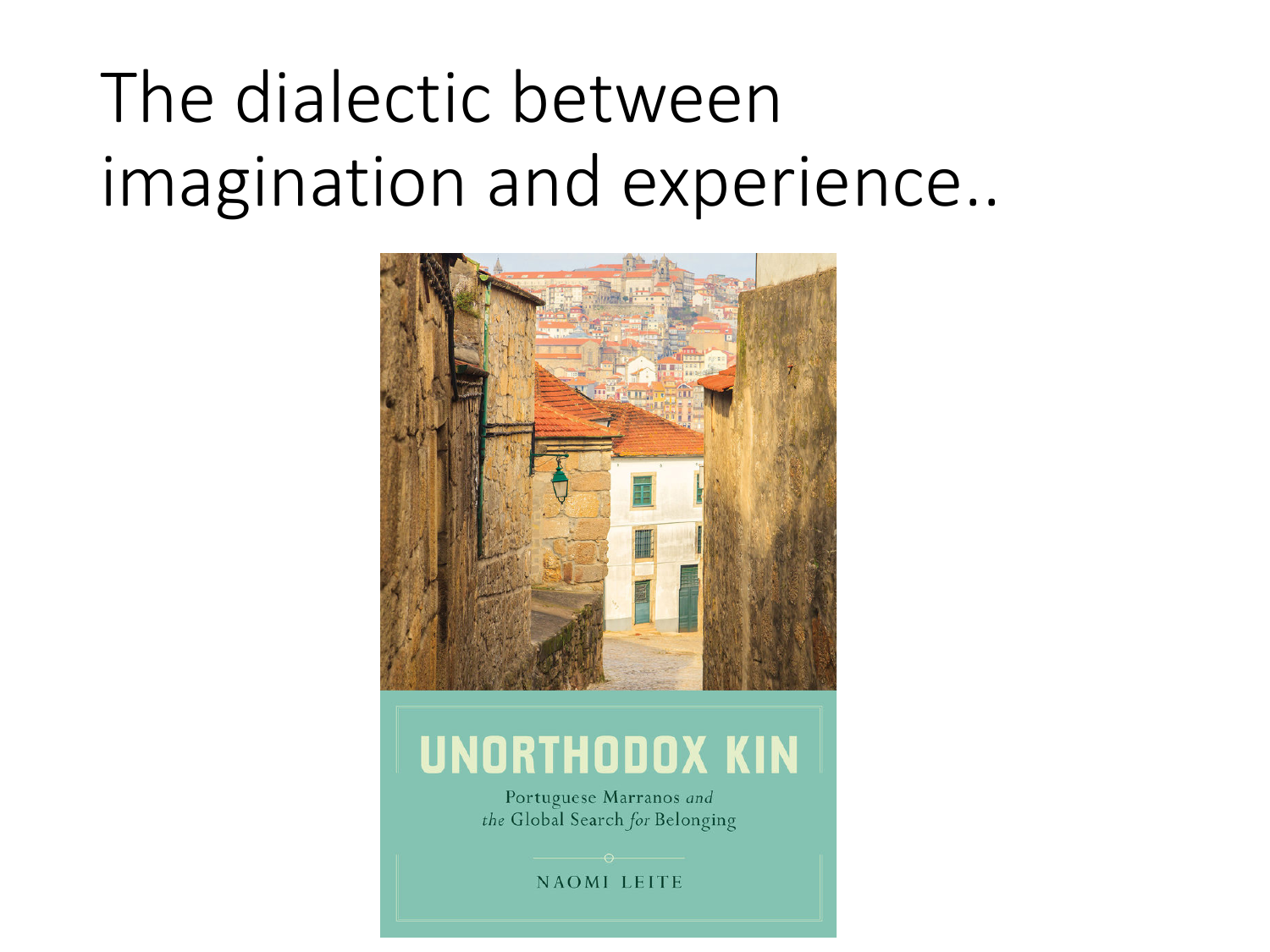# The dialectic between imagination and experience..

UNORTHODOX KIN

Portuguese Marranos *and* *the* Global Search *for* Belonging

NAOMI LEITE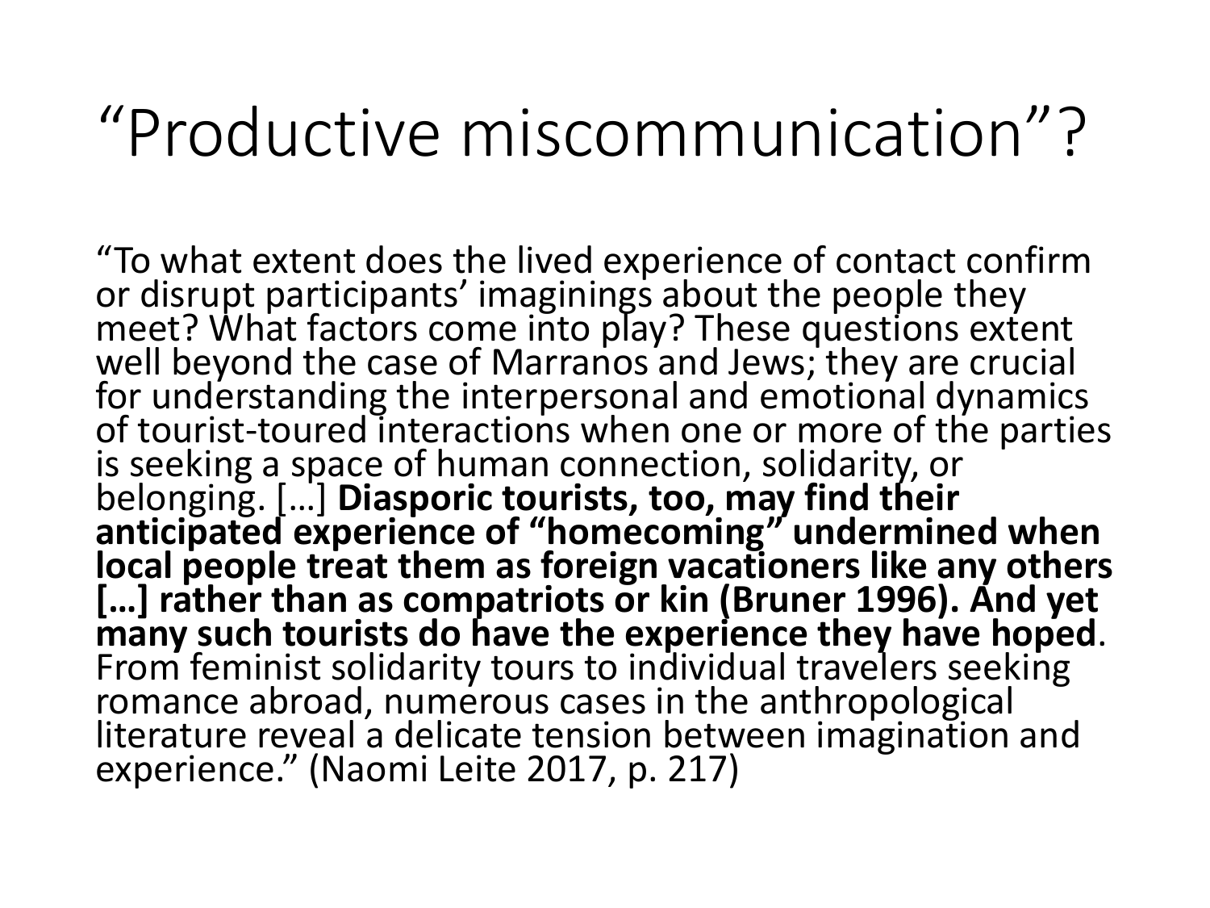# “Productive miscommunication”?

“To what extent does the lived experience of contact confirm or disrupt participants’ imaginings about the people they meet? What factors come into play? These questions extent well beyond the case of Marranos and Jews; they are crucial for understanding the interpersonal and emotional dynamics of tourist-toured interactions when one or more of the parties is seeking a space of human connection, solidarity, or belonging. […] **Diasporic tourists, too, may find their anticipated experience of “homecoming” undermined when local people treat them as foreign vacationers like any others […] rather than as compatriots or kin (Bruner 1996). And yet many such tourists do have the experience they have hoped**. From feminist solidarity tours to individual travelers seeking romance abroad, numerous cases in the anthropological literature reveal a delicate tension between imagination and experience.” (Naomi Leite 2017, p. 217)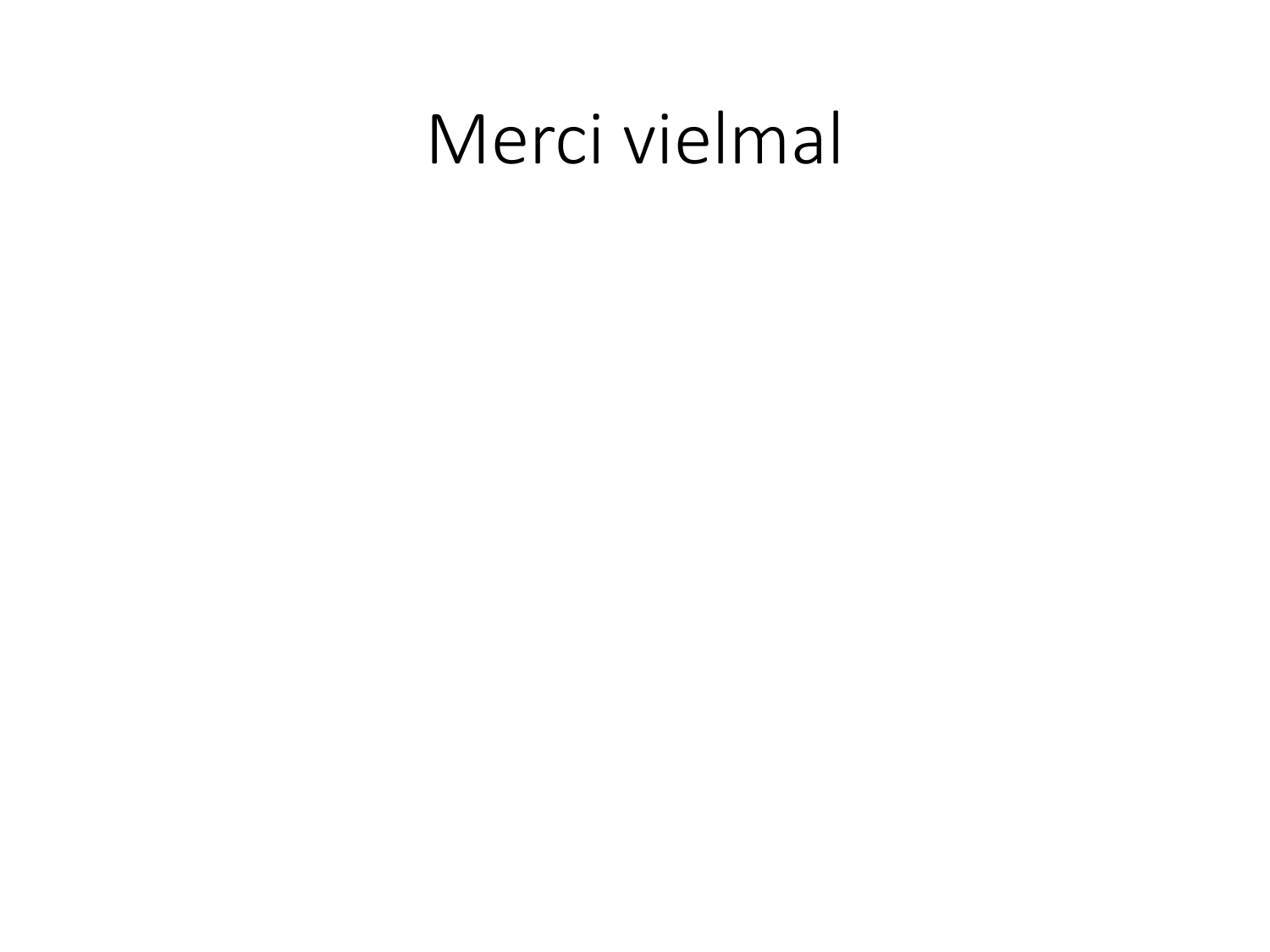# Merci vielmal